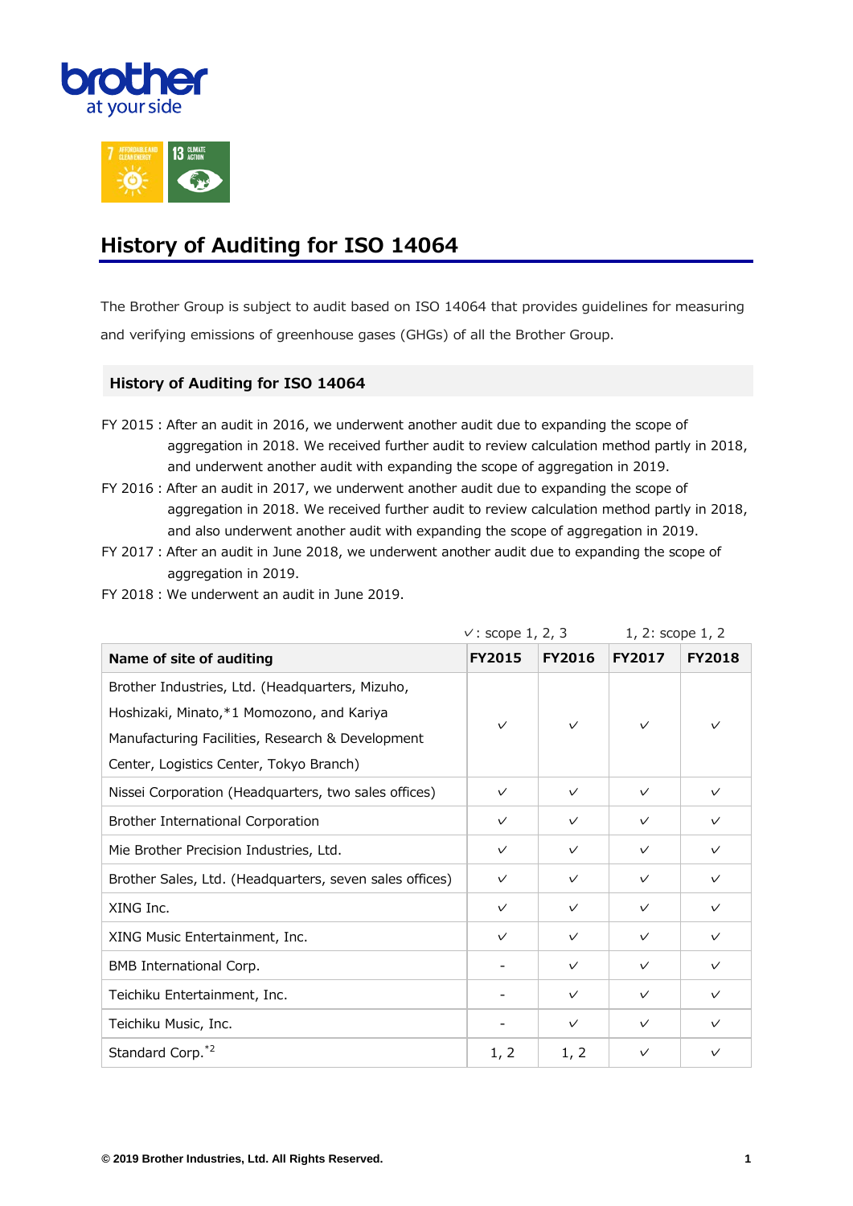# History of Auditing for ISO 14064

The Brother Group is subject to audit based on ISO 14064 that provides guidelines for measuring and verifying emissions of greenhouse gases (GHGs) of all the Brother Group.

## History of Auditing for ISO 14064

FY 2015 : After an audit in 2016, we underwent another audit due to expanding the scope of aggregation in 2018. We received further audit to review calculation method partly in 2018, and underwent another audit with expanding the scope of aggregation in 2019.

FY 2016 : After an audit in 2017, we underwent another audit due to expanding the scope of aggregation in 2018. We received further audit to review calculation method partly in 2018, and also underwent another audit with expanding the scope of aggregation in 2019.

FY 2017 : After an audit in June 2018, we underwent another audit due to expanding the scope of aggregation in 2019.

FY 2018 : We underwent an audit in June 2019.

✓: scope 1, 2, 3　　1, 2: scope 1, 2

| Name of site of auditing | FY2015 | FY2016 | FY2017 | FY2018 |
|---|---|---|---|---|
| Brother Industries, Ltd. (Headquarters, Mizuho, Hoshizaki, Minato,*1 Momozono, and Kariya Manufacturing Facilities, Research & Development Center, Logistics Center, Tokyo Branch) | ✓ | ✓ | ✓ | ✓ |
| Nissei Corporation (Headquarters, two sales offices) | ✓ | ✓ | ✓ | ✓ |
| Brother International Corporation | ✓ | ✓ | ✓ | ✓ |
| Mie Brother Precision Industries, Ltd. | ✓ | ✓ | ✓ | ✓ |
| Brother Sales, Ltd. (Headquarters, seven sales offices) | ✓ | ✓ | ✓ | ✓ |
| XING Inc. | ✓ | ✓ | ✓ | ✓ |
| XING Music Entertainment, Inc. | ✓ | ✓ | ✓ | ✓ |
| BMB International Corp. | - | ✓ | ✓ | ✓ |
| Teichiku Entertainment, Inc. | - | ✓ | ✓ | ✓ |
| Teichiku Music, Inc. | - | ✓ | ✓ | ✓ |
| Standard Corp.*2 | 1, 2 | 1, 2 | ✓ | ✓ |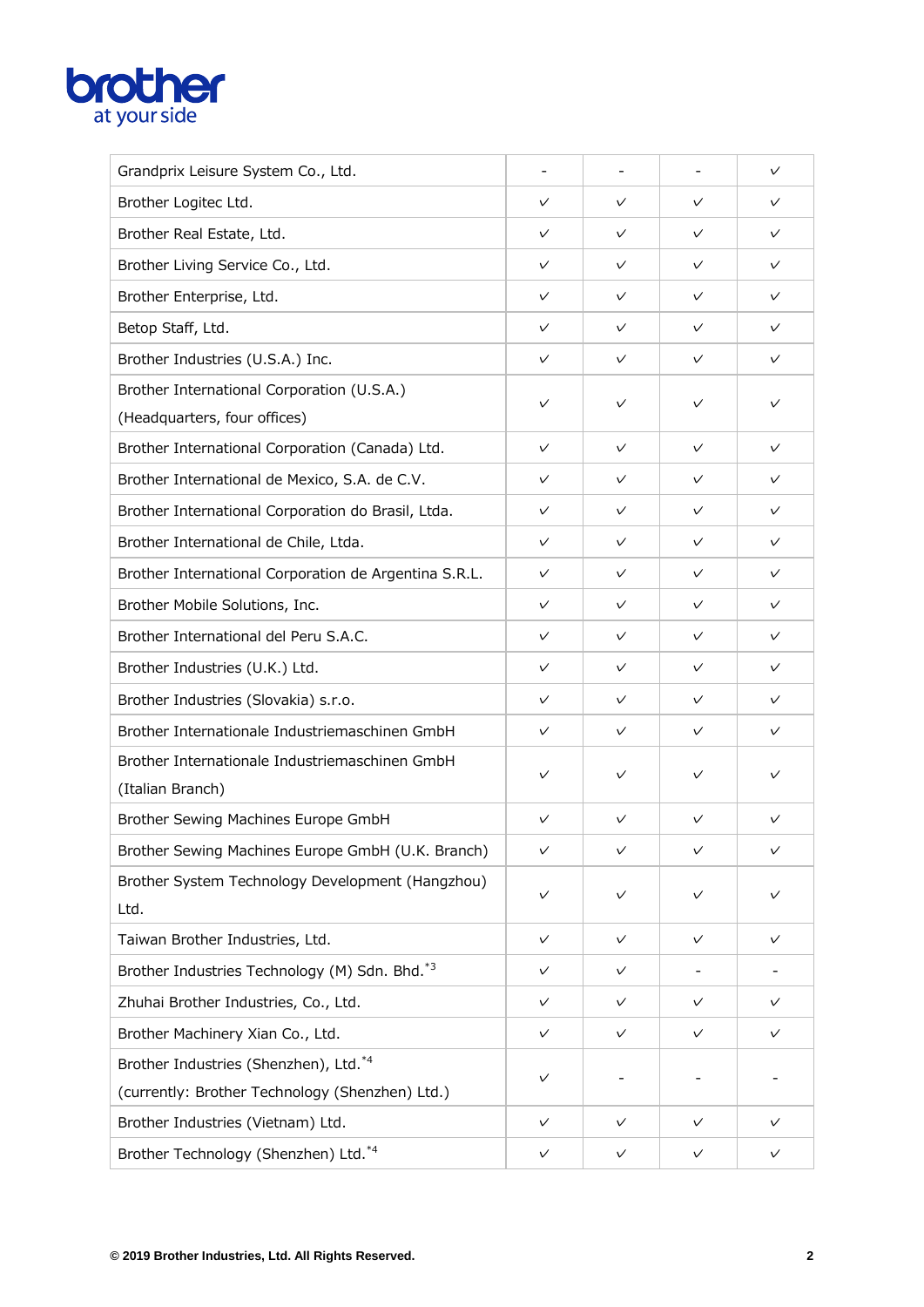| | | | | |
|---|---|---|---|---|
| Grandprix Leisure System Co., Ltd. | - | - | - | ✓ |
| Brother Logitec Ltd. | ✓ | ✓ | ✓ | ✓ |
| Brother Real Estate, Ltd. | ✓ | ✓ | ✓ | ✓ |
| Brother Living Service Co., Ltd. | ✓ | ✓ | ✓ | ✓ |
| Brother Enterprise, Ltd. | ✓ | ✓ | ✓ | ✓ |
| Betop Staff, Ltd. | ✓ | ✓ | ✓ | ✓ |
| Brother Industries (U.S.A.) Inc. | ✓ | ✓ | ✓ | ✓ |
| Brother International Corporation (U.S.A.) (Headquarters, four offices) | ✓ | ✓ | ✓ | ✓ |
| Brother International Corporation (Canada) Ltd. | ✓ | ✓ | ✓ | ✓ |
| Brother International de Mexico, S.A. de C.V. | ✓ | ✓ | ✓ | ✓ |
| Brother International Corporation do Brasil, Ltda. | ✓ | ✓ | ✓ | ✓ |
| Brother International de Chile, Ltda. | ✓ | ✓ | ✓ | ✓ |
| Brother International Corporation de Argentina S.R.L. | ✓ | ✓ | ✓ | ✓ |
| Brother Mobile Solutions, Inc. | ✓ | ✓ | ✓ | ✓ |
| Brother International del Peru S.A.C. | ✓ | ✓ | ✓ | ✓ |
| Brother Industries (U.K.) Ltd. | ✓ | ✓ | ✓ | ✓ |
| Brother Industries (Slovakia) s.r.o. | ✓ | ✓ | ✓ | ✓ |
| Brother Internationale Industriemaschinen GmbH | ✓ | ✓ | ✓ | ✓ |
| Brother Internationale Industriemaschinen GmbH (Italian Branch) | ✓ | ✓ | ✓ | ✓ |
| Brother Sewing Machines Europe GmbH | ✓ | ✓ | ✓ | ✓ |
| Brother Sewing Machines Europe GmbH (U.K. Branch) | ✓ | ✓ | ✓ | ✓ |
| Brother System Technology Development (Hangzhou) Ltd. | ✓ | ✓ | ✓ | ✓ |
| Taiwan Brother Industries, Ltd. | ✓ | ✓ | ✓ | ✓ |
| Brother Industries Technology (M) Sdn. Bhd.[*3] | ✓ | ✓ | - | - |
| Zhuhai Brother Industries, Co., Ltd. | ✓ | ✓ | ✓ | ✓ |
| Brother Machinery Xian Co., Ltd. | ✓ | ✓ | ✓ | ✓ |
| Brother Industries (Shenzhen), Ltd.[*4] (currently: Brother Technology (Shenzhen) Ltd.) | ✓ | - | - | - |
| Brother Industries (Vietnam) Ltd. | ✓ | ✓ | ✓ | ✓ |
| Brother Technology (Shenzhen) Ltd.[*4] | ✓ | ✓ | ✓ | ✓ |

**© 2019 Brother Industries, Ltd. All Rights Reserved.**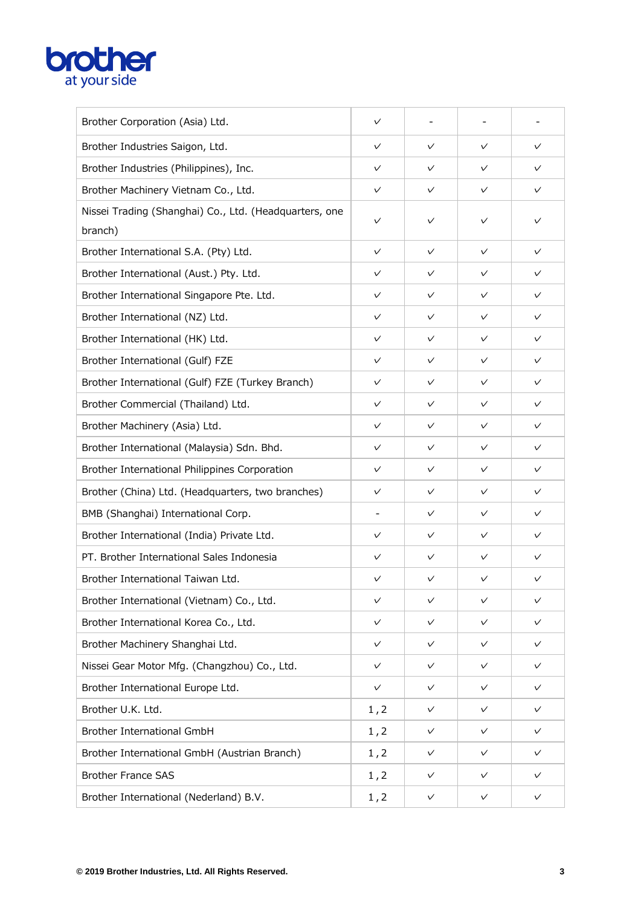| | | | | |
|---|---|---|---|---|
| Brother Corporation (Asia) Ltd. | ✓ | - | - | - |
| Brother Industries Saigon, Ltd. | ✓ | ✓ | ✓ | ✓ |
| Brother Industries (Philippines), Inc. | ✓ | ✓ | ✓ | ✓ |
| Brother Machinery Vietnam Co., Ltd. | ✓ | ✓ | ✓ | ✓ |
| Nissei Trading (Shanghai) Co., Ltd. (Headquarters, one branch) | ✓ | ✓ | ✓ | ✓ |
| Brother International S.A. (Pty) Ltd. | ✓ | ✓ | ✓ | ✓ |
| Brother International (Aust.) Pty. Ltd. | ✓ | ✓ | ✓ | ✓ |
| Brother International Singapore Pte. Ltd. | ✓ | ✓ | ✓ | ✓ |
| Brother International (NZ) Ltd. | ✓ | ✓ | ✓ | ✓ |
| Brother International (HK) Ltd. | ✓ | ✓ | ✓ | ✓ |
| Brother International (Gulf) FZE | ✓ | ✓ | ✓ | ✓ |
| Brother International (Gulf) FZE (Turkey Branch) | ✓ | ✓ | ✓ | ✓ |
| Brother Commercial (Thailand) Ltd. | ✓ | ✓ | ✓ | ✓ |
| Brother Machinery (Asia) Ltd. | ✓ | ✓ | ✓ | ✓ |
| Brother International (Malaysia) Sdn. Bhd. | ✓ | ✓ | ✓ | ✓ |
| Brother International Philippines Corporation | ✓ | ✓ | ✓ | ✓ |
| Brother (China) Ltd. (Headquarters, two branches) | ✓ | ✓ | ✓ | ✓ |
| BMB (Shanghai) International Corp. | - | ✓ | ✓ | ✓ |
| Brother International (India) Private Ltd. | ✓ | ✓ | ✓ | ✓ |
| PT. Brother International Sales Indonesia | ✓ | ✓ | ✓ | ✓ |
| Brother International Taiwan Ltd. | ✓ | ✓ | ✓ | ✓ |
| Brother International (Vietnam) Co., Ltd. | ✓ | ✓ | ✓ | ✓ |
| Brother International Korea Co., Ltd. | ✓ | ✓ | ✓ | ✓ |
| Brother Machinery Shanghai Ltd. | ✓ | ✓ | ✓ | ✓ |
| Nissei Gear Motor Mfg. (Changzhou) Co., Ltd. | ✓ | ✓ | ✓ | ✓ |
| Brother International Europe Ltd. | ✓ | ✓ | ✓ | ✓ |
| Brother U.K. Ltd. | 1,2 | ✓ | ✓ | ✓ |
| Brother International GmbH | 1,2 | ✓ | ✓ | ✓ |
| Brother International GmbH (Austrian Branch) | 1,2 | ✓ | ✓ | ✓ |
| Brother France SAS | 1,2 | ✓ | ✓ | ✓ |
| Brother International (Nederland) B.V. | 1,2 | ✓ | ✓ | ✓ |

**© 2019 Brother Industries, Ltd. All Rights Reserved.**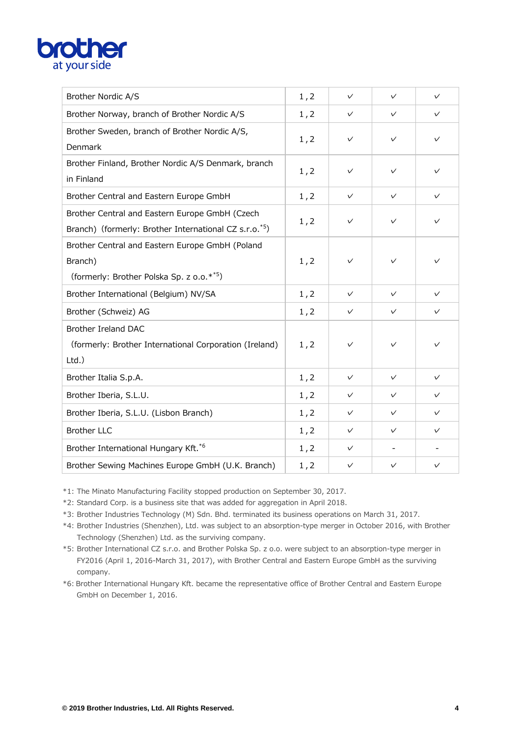| | | | | |
|---|---|---|---|---|
| Brother Nordic A/S | 1,2 | ✓ | ✓ | ✓ |
| Brother Norway, branch of Brother Nordic A/S | 1,2 | ✓ | ✓ | ✓ |
| Brother Sweden, branch of Brother Nordic A/S, Denmark | 1,2 | ✓ | ✓ | ✓ |
| Brother Finland, Brother Nordic A/S Denmark, branch in Finland | 1,2 | ✓ | ✓ | ✓ |
| Brother Central and Eastern Europe GmbH | 1,2 | ✓ | ✓ | ✓ |
| Brother Central and Eastern Europe GmbH (Czech Branch) (formerly: Brother International CZ s.r.o.*5) | 1,2 | ✓ | ✓ | ✓ |
| Brother Central and Eastern Europe GmbH (Poland Branch) (formerly: Brother Polska Sp. z o.o.**5) | 1,2 | ✓ | ✓ | ✓ |
| Brother International (Belgium) NV/SA | 1,2 | ✓ | ✓ | ✓ |
| Brother (Schweiz) AG | 1,2 | ✓ | ✓ | ✓ |
| Brother Ireland DAC (formerly: Brother International Corporation (Ireland) Ltd.) | 1,2 | ✓ | ✓ | ✓ |
| Brother Italia S.p.A. | 1,2 | ✓ | ✓ | ✓ |
| Brother Iberia, S.L.U. | 1,2 | ✓ | ✓ | ✓ |
| Brother Iberia, S.L.U. (Lisbon Branch) | 1,2 | ✓ | ✓ | ✓ |
| Brother LLC | 1,2 | ✓ | ✓ | ✓ |
| Brother International Hungary Kft.*6 | 1,2 | ✓ | - | - |
| Brother Sewing Machines Europe GmbH (U.K. Branch) | 1,2 | ✓ | ✓ | ✓ |

*1: The Minato Manufacturing Facility stopped production on September 30, 2017.

*2: Standard Corp. is a business site that was added for aggregation in April 2018.

*3: Brother Industries Technology (M) Sdn. Bhd. terminated its business operations on March 31, 2017.

*4: Brother Industries (Shenzhen), Ltd. was subject to an absorption-type merger in October 2016, with Brother Technology (Shenzhen) Ltd. as the surviving company.

*5: Brother International CZ s.r.o. and Brother Polska Sp. z o.o. were subject to an absorption-type merger in FY2016 (April 1, 2016-March 31, 2017), with Brother Central and Eastern Europe GmbH as the surviving company.

*6: Brother International Hungary Kft. became the representative office of Brother Central and Eastern Europe GmbH on December 1, 2016.

**© 2019 Brother Industries, Ltd. All Rights Reserved.**